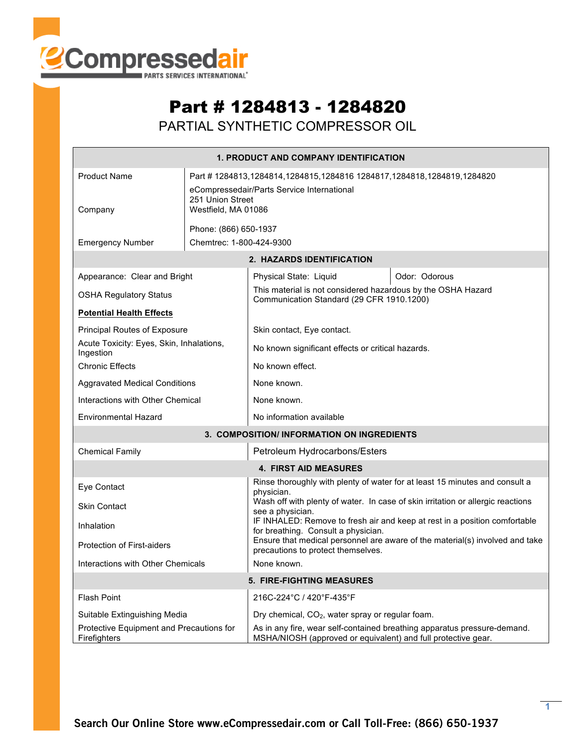# Part # 1284813 - 1284820

## PARTIAL SYNTHETIC COMPRESSOR OIL

| 1. PRODUCT AND COMPANY IDENTIFICATION | |
|---|---|
| Product Name | Part # 1284813,1284814,1284815,1284816 1284817,1284818,1284819,1284820 |
| Company | eCompressedair/Parts Service International<br>251 Union Street<br>Westfield, MA 01086<br><br>Phone: (866) 650-1937 |
| Emergency Number | Chemtrec: 1-800-424-9300 |

| 2. HAZARDS IDENTIFICATION | | |
|---|---|---|
| Appearance: Clear and Bright | Physical State: Liquid | Odor: Odorous |
| OSHA Regulatory Status | This material is not considered hazardous by the OSHA Hazard Communication Standard (29 CFR 1910.1200) | |
| **Potential Health Effects** | | |
| Principal Routes of Exposure | Skin contact, Eye contact. | |
| Acute Toxicity: Eyes, Skin, Inhalations, Ingestion | No known significant effects or critical hazards. | |
| Chronic Effects | No known effect. | |
| Aggravated Medical Conditions | None known. | |
| Interactions with Other Chemical | None known. | |
| Environmental Hazard | No information available | |

| 3. COMPOSITION/ INFORMATION ON INGREDIENTS | |
|---|---|
| Chemical Family | Petroleum Hydrocarbons/Esters |

| 4. FIRST AID MEASURES | |
|---|---|
| Eye Contact | Rinse thoroughly with plenty of water for at least 15 minutes and consult a physician. |
| Skin Contact | Wash off with plenty of water. In case of skin irritation or allergic reactions see a physician. |
| Inhalation | IF INHALED: Remove to fresh air and keep at rest in a position comfortable for breathing. Consult a physician. |
| Protection of First-aiders | Ensure that medical personnel are aware of the material(s) involved and take precautions to protect themselves. |
| Interactions with Other Chemicals | None known. |

| 5. FIRE-FIGHTING MEASURES | |
|---|---|
| Flash Point | 216C-224°C / 420°F-435°F |
| Suitable Extinguishing Media | Dry chemical, $CO_2$, water spray or regular foam. |
| Protective Equipment and Precautions for Firefighters | As in any fire, wear self-contained breathing apparatus pressure-demand. MSHA/NIOSH (approved or equivalent) and full protective gear. |

**Search Our Online Store www.eCompressedair.com or Call Toll-Free: (866) 650-1937**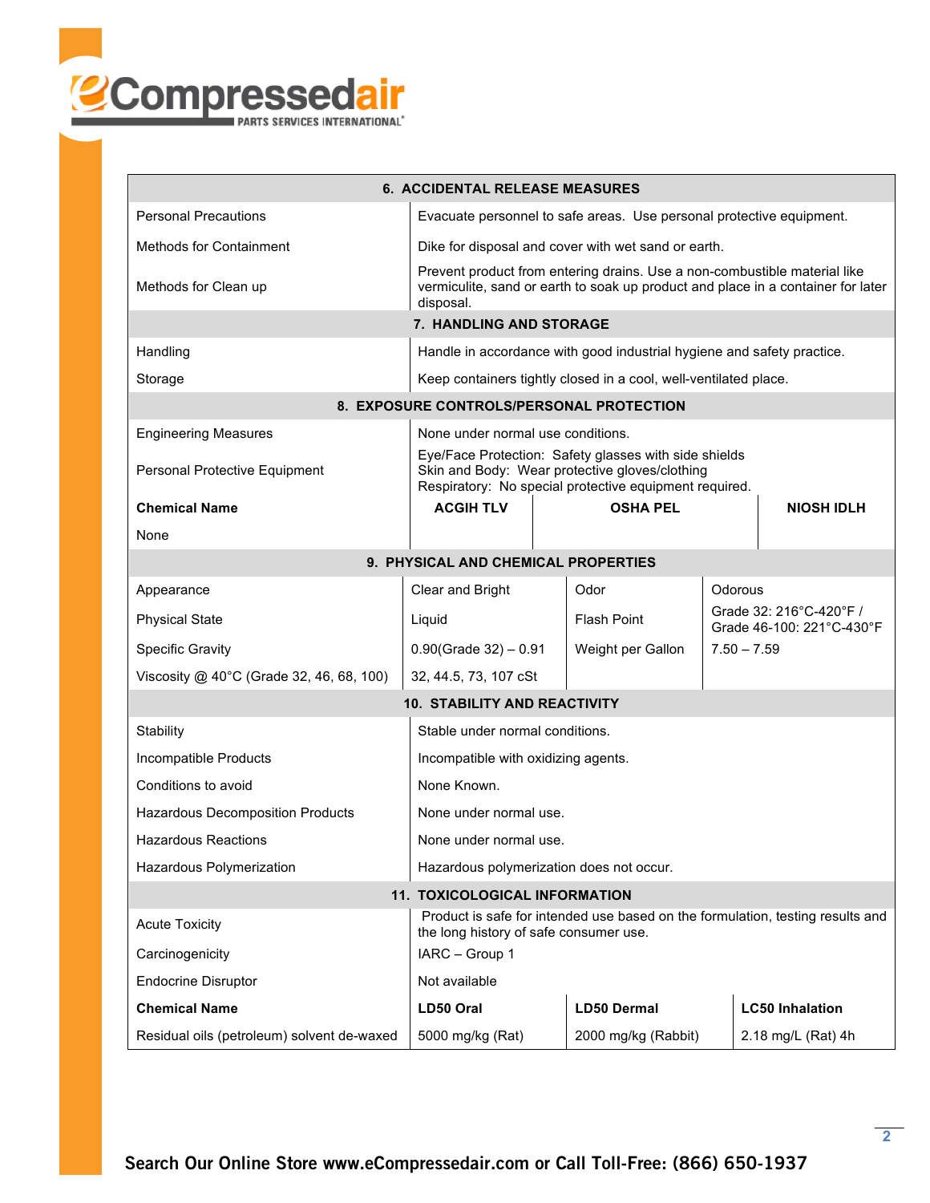## 6. ACCIDENTAL RELEASE MEASURES

| | |
|---|---|
| Personal Precautions | Evacuate personnel to safe areas. Use personal protective equipment. |
| Methods for Containment | Dike for disposal and cover with wet sand or earth. |
| Methods for Clean up | Prevent product from entering drains. Use a non-combustible material like vermiculite, sand or earth to soak up product and place in a container for later disposal. |

## 7. HANDLING AND STORAGE

| | |
|---|---|
| Handling | Handle in accordance with good industrial hygiene and safety practice. |
| Storage | Keep containers tightly closed in a cool, well-ventilated place. |

## 8. EXPOSURE CONTROLS/PERSONAL PROTECTION

| | |
|---|---|
| Engineering Measures | None under normal use conditions. |
| Personal Protective Equipment | Eye/Face Protection: Safety glasses with side shields<br>Skin and Body: Wear protective gloves/clothing<br>Respiratory: No special protective equipment required. |

| **Chemical Name** | **ACGIH TLV** | **OSHA PEL** | **NIOSH IDLH** |
|---|---|---|---|
| None | | | |

## 9. PHYSICAL AND CHEMICAL PROPERTIES

| | | | |
|---|---|---|---|
| Appearance | Clear and Bright | Odor | Odorous |
| Physical State | Liquid | Flash Point | Grade 32: 216°C-420°F / Grade 46-100: 221°C-430°F |
| Specific Gravity | 0.90(Grade 32) – 0.91 | Weight per Gallon | 7.50 – 7.59 |
| Viscosity @ 40°C (Grade 32, 46, 68, 100) | 32, 44.5, 73, 107 cSt | | |

## 10. STABILITY AND REACTIVITY

| | |
|---|---|
| Stability | Stable under normal conditions. |
| Incompatible Products | Incompatible with oxidizing agents. |
| Conditions to avoid | None Known. |
| Hazardous Decomposition Products | None under normal use. |
| Hazardous Reactions | None under normal use. |
| Hazardous Polymerization | Hazardous polymerization does not occur. |

## 11. TOXICOLOGICAL INFORMATION

| | |
|---|---|
| Acute Toxicity | Product is safe for intended use based on the formulation, testing results and the long history of safe consumer use. |
| Carcinogenicity | IARC – Group 1 |
| Endocrine Disruptor | Not available |

| **Chemical Name** | **LD50 Oral** | **LD50 Dermal** | **LC50 Inhalation** |
|---|---|---|---|
| Residual oils (petroleum) solvent de-waxed | 5000 mg/kg (Rat) | 2000 mg/kg (Rabbit) | 2.18 mg/L (Rat) 4h |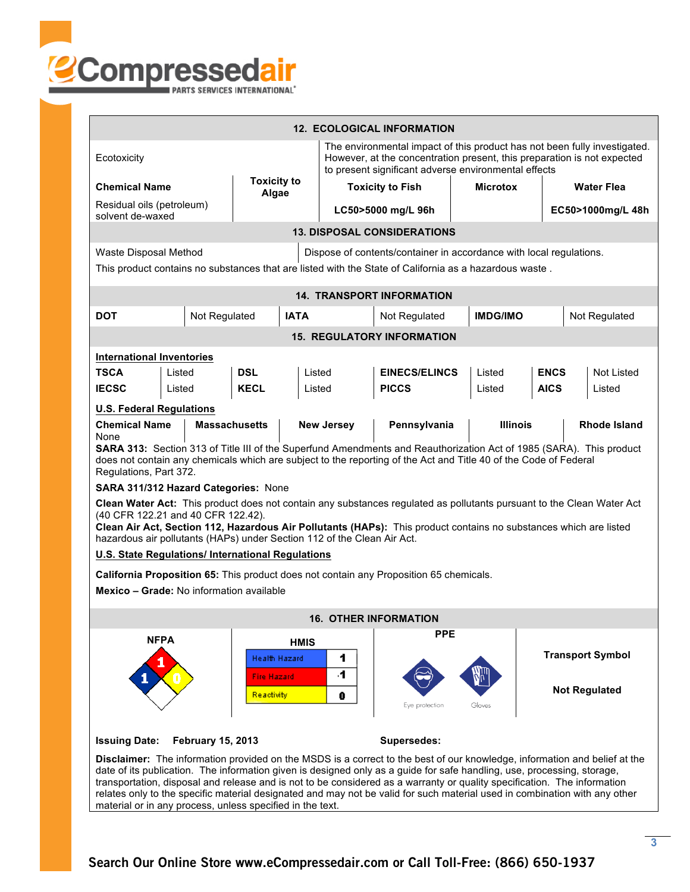## 12. ECOLOGICAL INFORMATION

| | | | | |
|---|---|---|---|---|
| Ecotoxicity | The environmental impact of this product has not been fully investigated. However, at the concentration present, this preparation is not expected to present significant adverse environmental effects | | | |
| **Chemical Name** | **Toxicity to Algae** | **Toxicity to Fish** | **Microtox** | **Water Flea** |
| Residual oils (petroleum) solvent de-waxed | | **LC50>5000 mg/L 96h** | | **EC50>1000mg/L 48h** |

## 13. DISPOSAL CONSIDERATIONS

| | |
|---|---|
| Waste Disposal Method | Dispose of contents/container in accordance with local regulations. |

This product contains no substances that are listed with the State of California as a hazardous waste .

## 14. TRANSPORT INFORMATION

| | | | | | |
|---|---|---|---|---|---|
| **DOT** | Not Regulated | **IATA** | Not Regulated | **IMDG/IMO** | Not Regulated |

## 15. REGULATORY INFORMATION

**International Inventories**

| | | | | | | | |
|---|---|---|---|---|---|---|---|
| **TSCA** | Listed | **DSL** | Listed | **EINECS/ELINCS** | Listed | **ENCS** | Not Listed |
| **IECSC** | Listed | **KECL** | Listed | **PICCS** | Listed | **AICS** | Listed |

**U.S. Federal Regulations**

| **Chemical Name** | **Massachusetts** | **New Jersey** | **Pennsylvania** | **Illinois** | **Rhode Island** |
|---|---|---|---|---|---|
| None | | | | | |

**SARA 313:** Section 313 of Title III of the Superfund Amendments and Reauthorization Act of 1985 (SARA). This product does not contain any chemicals which are subject to the reporting of the Act and Title 40 of the Code of Federal Regulations, Part 372.

**SARA 311/312 Hazard Categories:** None

**Clean Water Act:** This product does not contain any substances regulated as pollutants pursuant to the Clean Water Act (40 CFR 122.21 and 40 CFR 122.42).

**Clean Air Act, Section 112, Hazardous Air Pollutants (HAPs):** This product contains no substances which are listed hazardous air pollutants (HAPs) under Section 112 of the Clean Air Act.

**U.S. State Regulations/ International Regulations**

**California Proposition 65:** This product does not contain any Proposition 65 chemicals.

**Mexico – Grade:** No information available

## 16. OTHER INFORMATION

**NFPA**

Health: 1, Flammability: 1, Reactivity: 0

**HMIS**

| | |
|---|---|
| Health Hazard | 1 |
| Fire Hazard | 1 |
| Reactivity | 0 |

**PPE**

Eye protection, Gloves

**Transport Symbol**

**Not Regulated**

**Issuing Date:** **February 15, 2013** **Supersedes:**

**Disclaimer:** The information provided on the MSDS is a correct to the best of our knowledge, information and belief at the date of its publication. The information given is designed only as a guide for safe handling, use, processing, storage, transportation, disposal and release and is not to be considered as a warranty or quality specification. The information relates only to the specific material designated and may not be valid for such material used in combination with any other material or in any process, unless specified in the text.